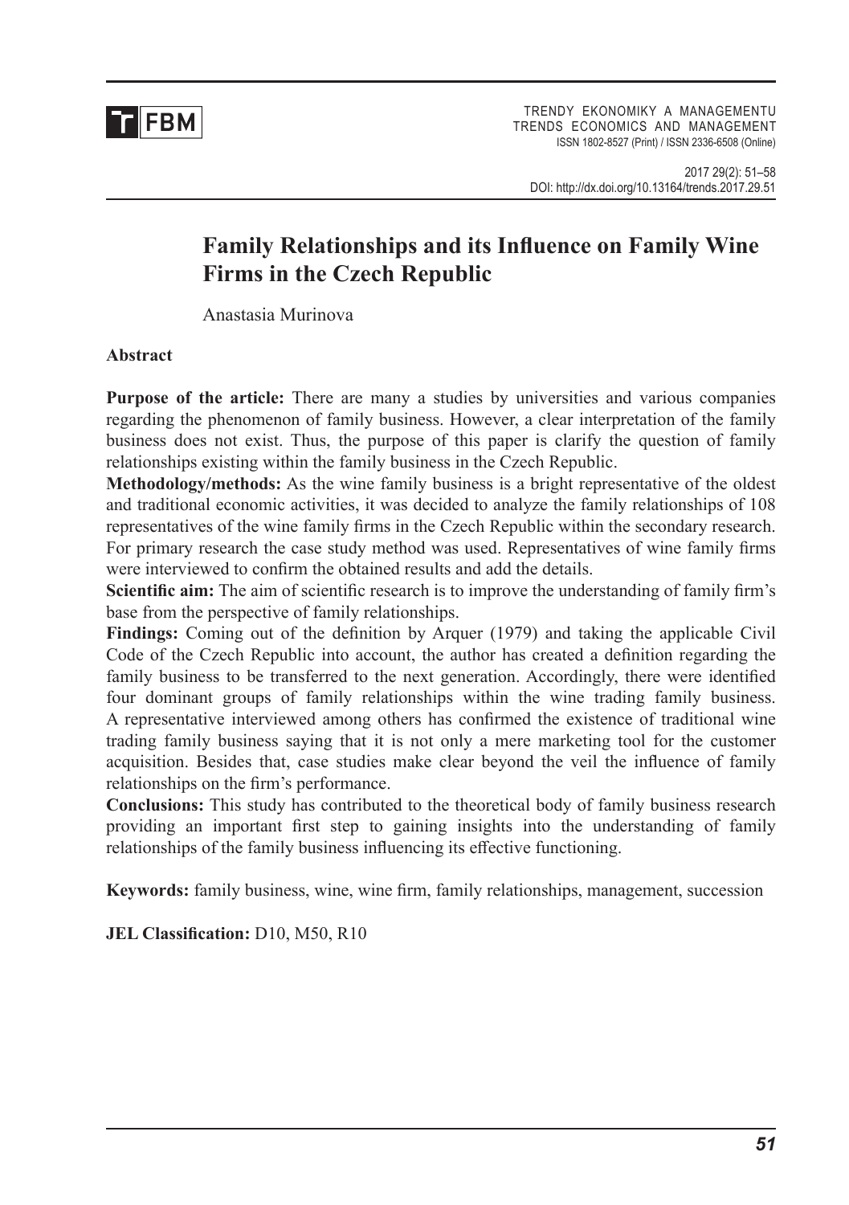# Family Relationships and its Influence on Family Wine Firms in the Czech Republic

Anastasia Murinova

**Abstract**

**Purpose of the article:** There are many a studies by universities and various companies regarding the phenomenon of family business. However, a clear interpretation of the family business does not exist. Thus, the purpose of this paper is clarify the question of family relationships existing within the family business in the Czech Republic.

**Methodology/methods:** As the wine family business is a bright representative of the oldest and traditional economic activities, it was decided to analyze the family relationships of 108 representatives of the wine family firms in the Czech Republic within the secondary research. For primary research the case study method was used. Representatives of wine family firms were interviewed to confirm the obtained results and add the details.

**Scientific aim:** The aim of scientific research is to improve the understanding of family firm's base from the perspective of family relationships.

**Findings:** Coming out of the definition by Arquer (1979) and taking the applicable Civil Code of the Czech Republic into account, the author has created a definition regarding the family business to be transferred to the next generation. Accordingly, there were identified four dominant groups of family relationships within the wine trading family business. A representative interviewed among others has confirmed the existence of traditional wine trading family business saying that it is not only a mere marketing tool for the customer acquisition. Besides that, case studies make clear beyond the veil the influence of family relationships on the firm's performance.

**Conclusions:** This study has contributed to the theoretical body of family business research providing an important first step to gaining insights into the understanding of family relationships of the family business influencing its effective functioning.

**Keywords:** family business, wine, wine firm, family relationships, management, succession

**JEL Classification:** D10, M50, R10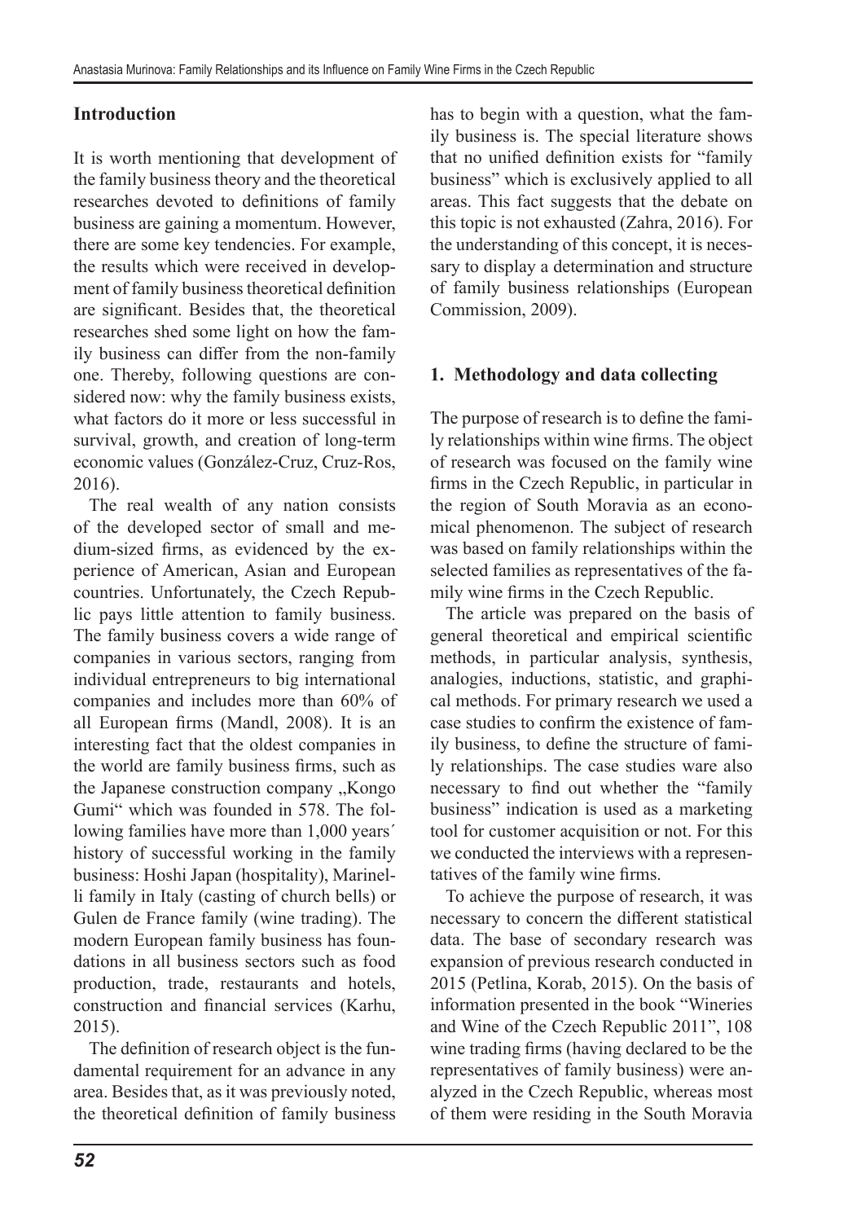## Introduction

It is worth mentioning that development of the family business theory and the theoretical researches devoted to definitions of family business are gaining a momentum. However, there are some key tendencies. For example, the results which were received in development of family business theoretical definition are significant. Besides that, the theoretical researches shed some light on how the family business can differ from the non-family one. Thereby, following questions are considered now: why the family business exists, what factors do it more or less successful in survival, growth, and creation of long-term economic values (González-Cruz, Cruz-Ros, 2016).

The real wealth of any nation consists of the developed sector of small and medium-sized firms, as evidenced by the experience of American, Asian and European countries. Unfortunately, the Czech Republic pays little attention to family business. The family business covers a wide range of companies in various sectors, ranging from individual entrepreneurs to big international companies and includes more than 60% of all European firms (Mandl, 2008). It is an interesting fact that the oldest companies in the world are family business firms, such as the Japanese construction company „Kongo Gumi" which was founded in 578. The following families have more than 1,000 years´ history of successful working in the family business: Hoshi Japan (hospitality), Marinelli family in Italy (casting of church bells) or Gulen de France family (wine trading). The modern European family business has foundations in all business sectors such as food production, trade, restaurants and hotels, construction and financial services (Karhu, 2015).

The definition of research object is the fundamental requirement for an advance in any area. Besides that, as it was previously noted, the theoretical definition of family business has to begin with a question, what the family business is. The special literature shows that no unified definition exists for "family business" which is exclusively applied to all areas. This fact suggests that the debate on this topic is not exhausted (Zahra, 2016). For the understanding of this concept, it is necessary to display a determination and structure of family business relationships (European Commission, 2009).

## 1. Methodology and data collecting

The purpose of research is to define the family relationships within wine firms. The object of research was focused on the family wine firms in the Czech Republic, in particular in the region of South Moravia as an economical phenomenon. The subject of research was based on family relationships within the selected families as representatives of the family wine firms in the Czech Republic.

The article was prepared on the basis of general theoretical and empirical scientific methods, in particular analysis, synthesis, analogies, inductions, statistic, and graphical methods. For primary research we used a case studies to confirm the existence of family business, to define the structure of family relationships. The case studies ware also necessary to find out whether the "family business" indication is used as a marketing tool for customer acquisition or not. For this we conducted the interviews with a representatives of the family wine firms.

To achieve the purpose of research, it was necessary to concern the different statistical data. The base of secondary research was expansion of previous research conducted in 2015 (Petlina, Korab, 2015). On the basis of information presented in the book "Wineries and Wine of the Czech Republic 2011", 108 wine trading firms (having declared to be the representatives of family business) were analyzed in the Czech Republic, whereas most of them were residing in the South Moravia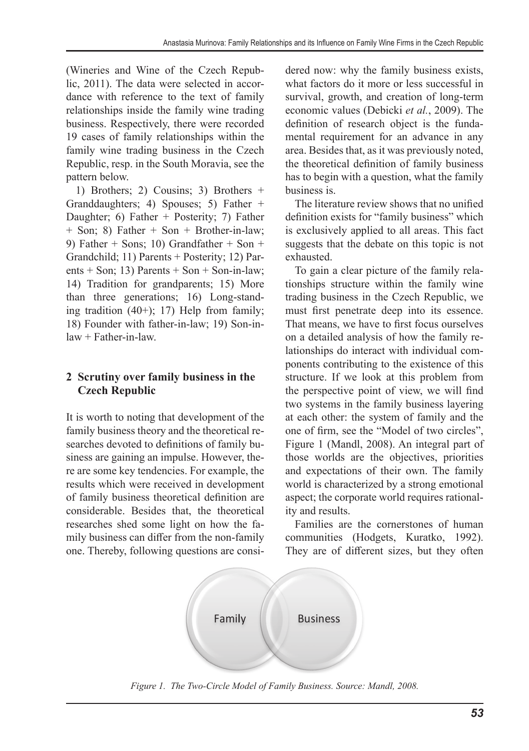(Wineries and Wine of the Czech Republic, 2011). The data were selected in accordance with reference to the text of family relationships inside the family wine trading business. Respectively, there were recorded 19 cases of family relationships within the family wine trading business in the Czech Republic, resp. in the South Moravia, see the pattern below.

1) Brothers; 2) Cousins; 3) Brothers + Granddaughters; 4) Spouses; 5) Father + Daughter; 6) Father + Posterity; 7) Father + Son; 8) Father + Son + Brother-in-law; 9) Father + Sons; 10) Grandfather + Son + Grandchild; 11) Parents + Posterity; 12) Parents + Son; 13) Parents + Son + Son-in-law; 14) Tradition for grandparents; 15) More than three generations; 16) Long-standing tradition (40+); 17) Help from family; 18) Founder with father-in-law; 19) Son-in-law + Father-in-law.

## 2 Scrutiny over family business in the Czech Republic

It is worth to noting that development of the family business theory and the theoretical researches devoted to definitions of family business are gaining an impulse. However, there are some key tendencies. For example, the results which were received in development of family business theoretical definition are considerable. Besides that, the theoretical researches shed some light on how the family business can differ from the non-family one. Thereby, following questions are considered now: why the family business exists, what factors do it more or less successful in survival, growth, and creation of long-term economic values (Debicki *et al.*, 2009). The definition of research object is the fundamental requirement for an advance in any area. Besides that, as it was previously noted, the theoretical definition of family business has to begin with a question, what the family business is.

The literature review shows that no unified definition exists for "family business" which is exclusively applied to all areas. This fact suggests that the debate on this topic is not exhausted.

To gain a clear picture of the family relationships structure within the family wine trading business in the Czech Republic, we must first penetrate deep into its essence. That means, we have to first focus ourselves on a detailed analysis of how the family relationships do interact with individual components contributing to the existence of this structure. If we look at this problem from the perspective point of view, we will find two systems in the family business layering at each other: the system of family and the one of firm, see the "Model of two circles", Figure 1 (Mandl, 2008). An integral part of those worlds are the objectives, priorities and expectations of their own. The family world is characterized by a strong emotional aspect; the corporate world requires rationality and results.

Families are the cornerstones of human communities (Hodgets, Kuratko, 1992). They are of different sizes, but they often

Family | Business

*Figure 1. The Two-Circle Model of Family Business. Source: Mandl, 2008.*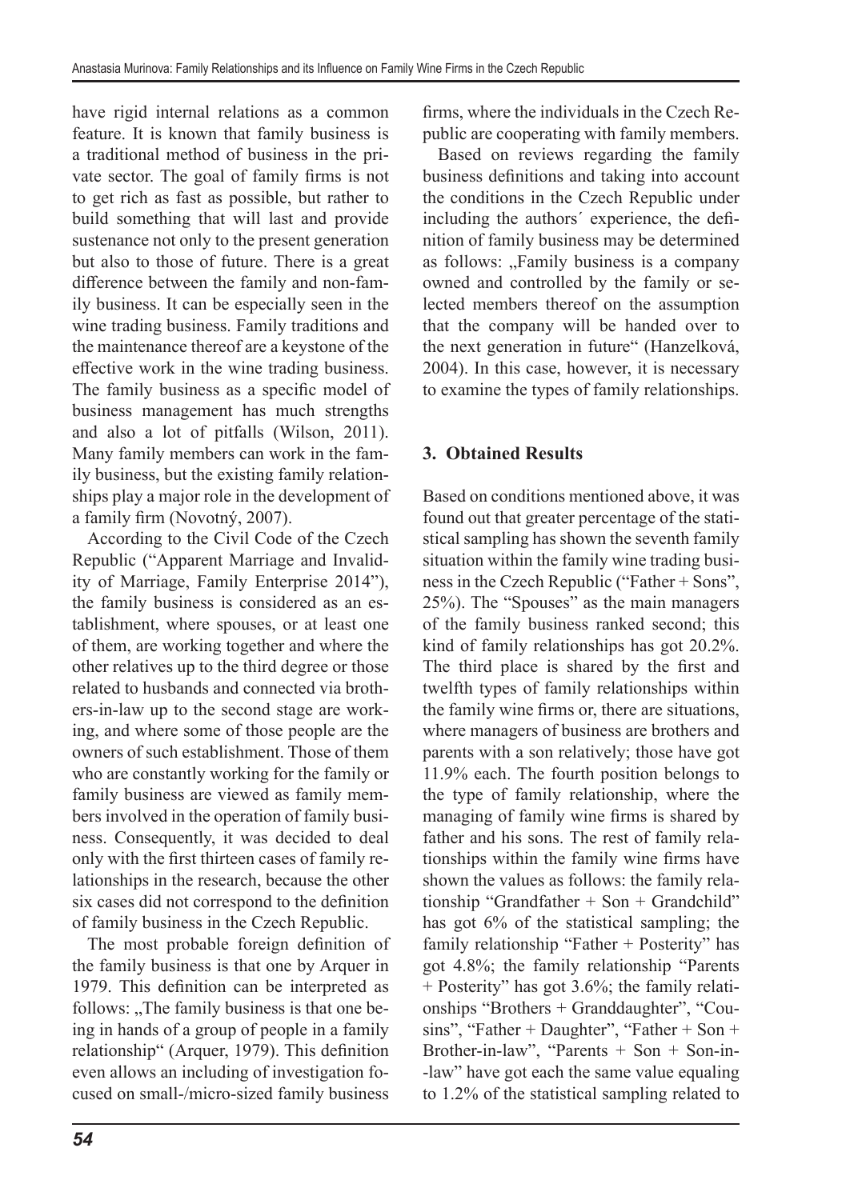have rigid internal relations as a common feature. It is known that family business is a traditional method of business in the private sector. The goal of family firms is not to get rich as fast as possible, but rather to build something that will last and provide sustenance not only to the present generation but also to those of future. There is a great difference between the family and non-family business. It can be especially seen in the wine trading business. Family traditions and the maintenance thereof are a keystone of the effective work in the wine trading business. The family business as a specific model of business management has much strengths and also a lot of pitfalls (Wilson, 2011). Many family members can work in the family business, but the existing family relationships play a major role in the development of a family firm (Novotný, 2007).

According to the Civil Code of the Czech Republic ("Apparent Marriage and Invalidity of Marriage, Family Enterprise 2014"), the family business is considered as an establishment, where spouses, or at least one of them, are working together and where the other relatives up to the third degree or those related to husbands and connected via brothers-in-law up to the second stage are working, and where some of those people are the owners of such establishment. Those of them who are constantly working for the family or family business are viewed as family members involved in the operation of family business. Consequently, it was decided to deal only with the first thirteen cases of family relationships in the research, because the other six cases did not correspond to the definition of family business in the Czech Republic.

The most probable foreign definition of the family business is that one by Arquer in 1979. This definition can be interpreted as follows: „The family business is that one being in hands of a group of people in a family relationship" (Arquer, 1979). This definition even allows an including of investigation focused on small-/micro-sized family business firms, where the individuals in the Czech Republic are cooperating with family members.

Based on reviews regarding the family business definitions and taking into account the conditions in the Czech Republic under including the authors´ experience, the definition of family business may be determined as follows: „Family business is a company owned and controlled by the family or selected members thereof on the assumption that the company will be handed over to the next generation in future" (Hanzelková, 2004). In this case, however, it is necessary to examine the types of family relationships.

## 3. Obtained Results

Based on conditions mentioned above, it was found out that greater percentage of the statistical sampling has shown the seventh family situation within the family wine trading business in the Czech Republic ("Father + Sons", 25%). The "Spouses" as the main managers of the family business ranked second; this kind of family relationships has got 20.2%. The third place is shared by the first and twelfth types of family relationships within the family wine firms or, there are situations, where managers of business are brothers and parents with a son relatively; those have got 11.9% each. The fourth position belongs to the type of family relationship, where the managing of family wine firms is shared by father and his sons. The rest of family relationships within the family wine firms have shown the values as follows: the family relationship "Grandfather + Son + Grandchild" has got 6% of the statistical sampling; the family relationship "Father + Posterity" has got 4.8%; the family relationship "Parents + Posterity" has got 3.6%; the family relationships "Brothers + Granddaughter", "Cousins", "Father + Daughter", "Father + Son + Brother-in-law", "Parents + Son + Son-in--law" have got each the same value equaling to 1.2% of the statistical sampling related to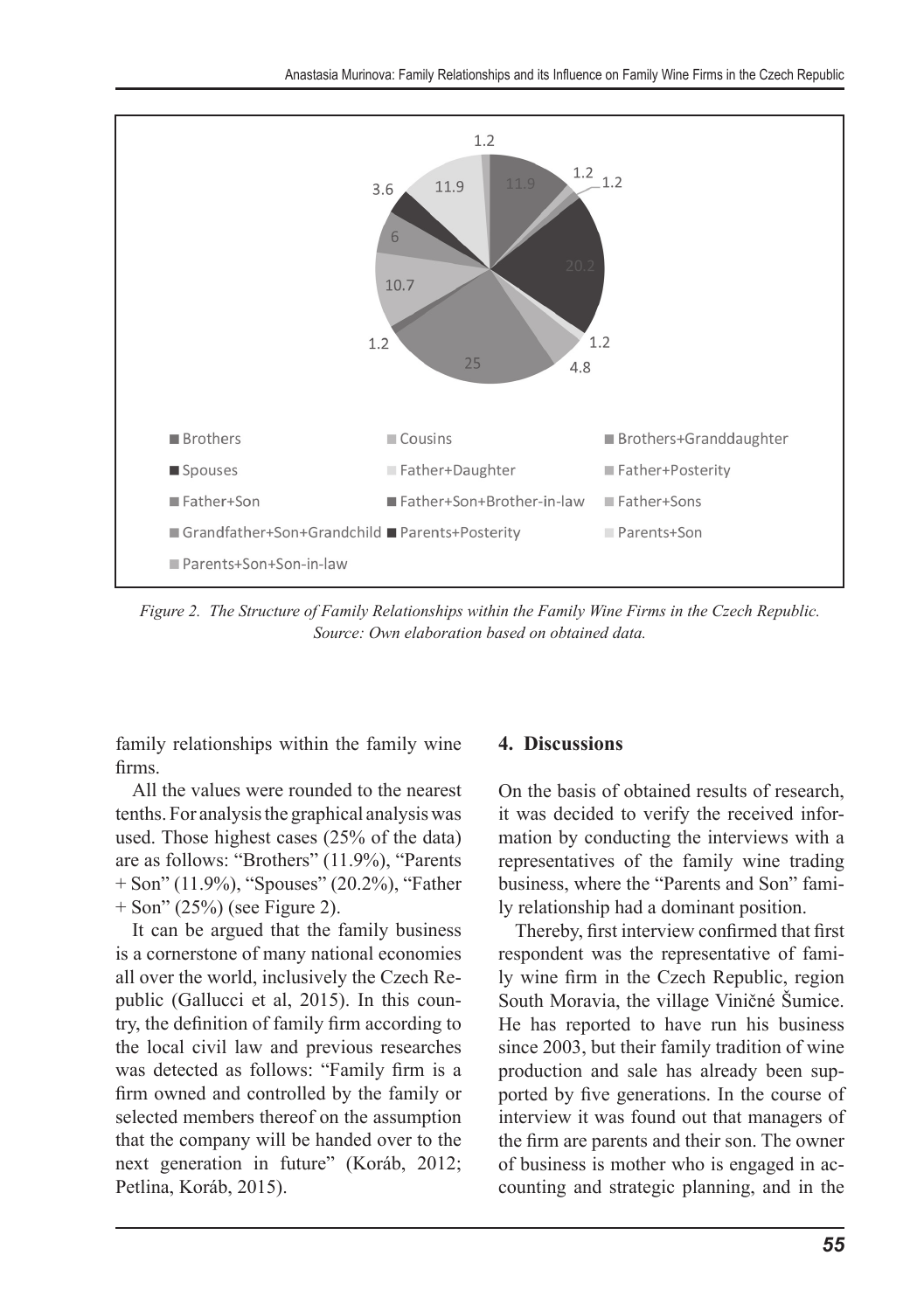Figure 2. The Structure of Family Relationships within the Family Wine Firms in the Czech Republic. Source: Own elaboration based on obtained data.

family relationships within the family wine firms.

All the values were rounded to the nearest tenths. For analysis the graphical analysis was used. Those highest cases (25% of the data) are as follows: "Brothers" (11.9%), "Parents + Son" (11.9%), "Spouses" (20.2%), "Father + Son" (25%) (see Figure 2).

It can be argued that the family business is a cornerstone of many national economies all over the world, inclusively the Czech Republic (Gallucci et al, 2015). In this country, the definition of family firm according to the local civil law and previous researches was detected as follows: "Family firm is a firm owned and controlled by the family or selected members thereof on the assumption that the company will be handed over to the next generation in future" (Koráb, 2012; Petlina, Koráb, 2015).

## 4. Discussions

On the basis of obtained results of research, it was decided to verify the received information by conducting the interviews with a representatives of the family wine trading business, where the "Parents and Son" family relationship had a dominant position.

Thereby, first interview confirmed that first respondent was the representative of family wine firm in the Czech Republic, region South Moravia, the village Viničné Šumice. He has reported to have run his business since 2003, but their family tradition of wine production and sale has already been supported by five generations. In the course of interview it was found out that managers of the firm are parents and their son. The owner of business is mother who is engaged in accounting and strategic planning, and in the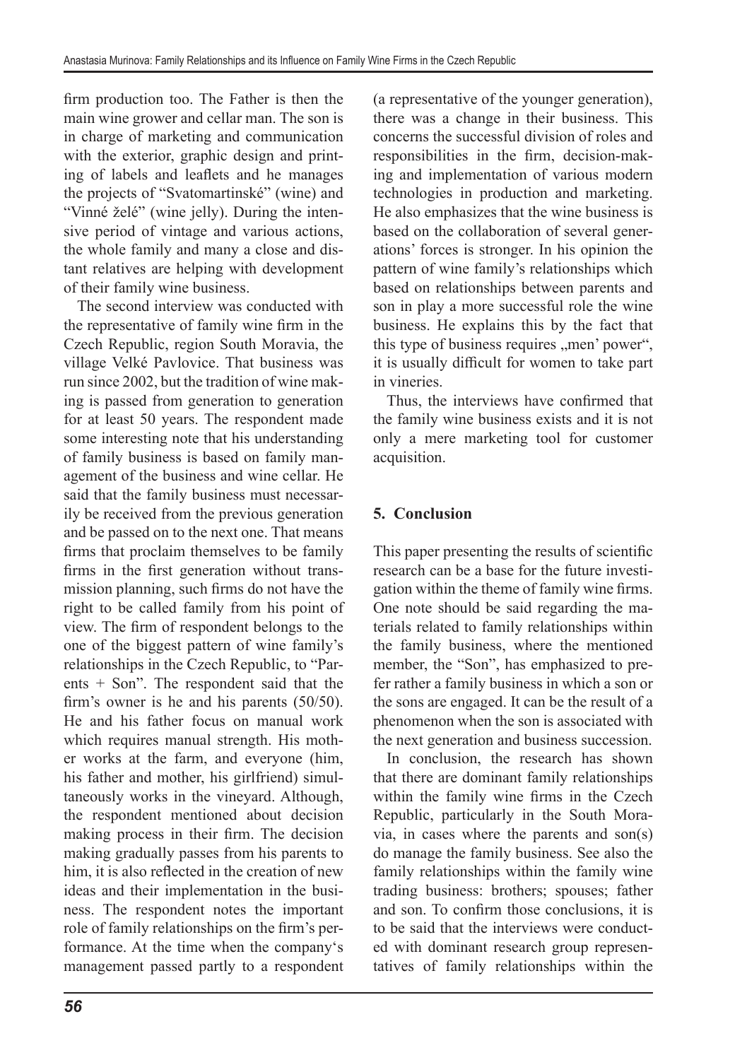firm production too. The Father is then the main wine grower and cellar man. The son is in charge of marketing and communication with the exterior, graphic design and printing of labels and leaflets and he manages the projects of "Svatomartinské" (wine) and "Vinné želé" (wine jelly). During the intensive period of vintage and various actions, the whole family and many a close and distant relatives are helping with development of their family wine business.

The second interview was conducted with the representative of family wine firm in the Czech Republic, region South Moravia, the village Velké Pavlovice. That business was run since 2002, but the tradition of wine making is passed from generation to generation for at least 50 years. The respondent made some interesting note that his understanding of family business is based on family management of the business and wine cellar. He said that the family business must necessarily be received from the previous generation and be passed on to the next one. That means firms that proclaim themselves to be family firms in the first generation without transmission planning, such firms do not have the right to be called family from his point of view. The firm of respondent belongs to the one of the biggest pattern of wine family's relationships in the Czech Republic, to "Parents + Son". The respondent said that the firm's owner is he and his parents (50/50). He and his father focus on manual work which requires manual strength. His mother works at the farm, and everyone (him, his father and mother, his girlfriend) simultaneously works in the vineyard. Although, the respondent mentioned about decision making process in their firm. The decision making gradually passes from his parents to him, it is also reflected in the creation of new ideas and their implementation in the business. The respondent notes the important role of family relationships on the firm's performance. At the time when the company's management passed partly to a respondent (a representative of the younger generation), there was a change in their business. This concerns the successful division of roles and responsibilities in the firm, decision-making and implementation of various modern technologies in production and marketing. He also emphasizes that the wine business is based on the collaboration of several generations' forces is stronger. In his opinion the pattern of wine family's relationships which based on relationships between parents and son in play a more successful role the wine business. He explains this by the fact that this type of business requires „men' power", it is usually difficult for women to take part in vineries.

Thus, the interviews have confirmed that the family wine business exists and it is not only a mere marketing tool for customer acquisition.

## 5. Conclusion

This paper presenting the results of scientific research can be a base for the future investigation within the theme of family wine firms. One note should be said regarding the materials related to family relationships within the family business, where the mentioned member, the "Son", has emphasized to prefer rather a family business in which a son or the sons are engaged. It can be the result of a phenomenon when the son is associated with the next generation and business succession.

In conclusion, the research has shown that there are dominant family relationships within the family wine firms in the Czech Republic, particularly in the South Moravia, in cases where the parents and son(s) do manage the family business. See also the family relationships within the family wine trading business: brothers; spouses; father and son. To confirm those conclusions, it is to be said that the interviews were conducted with dominant research group representatives of family relationships within the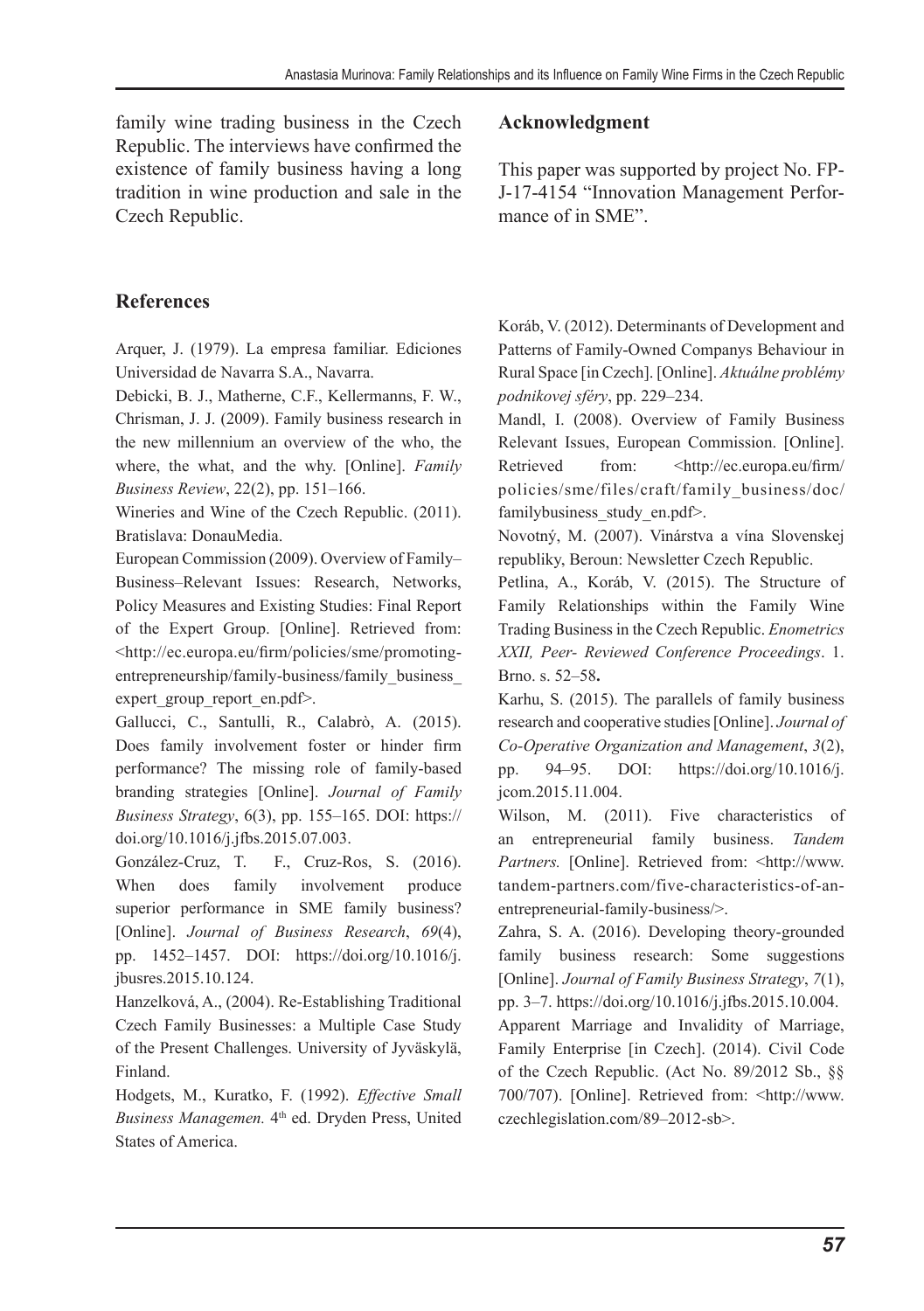family wine trading business in the Czech Republic. The interviews have confirmed the existence of family business having a long tradition in wine production and sale in the Czech Republic.

## Acknowledgment

This paper was supported by project No. FP-J-17-4154 "Innovation Management Performance of in SME".

## References

Arquer, J. (1979). La empresa familiar. Ediciones Universidad de Navarra S.A., Navarra.

Debicki, B. J., Matherne, C.F., Kellermanns, F. W., Chrisman, J. J. (2009). Family business research in the new millennium an overview of the who, the where, the what, and the why. [Online]. *Family Business Review*, 22(2), pp. 151–166.

Wineries and Wine of the Czech Republic. (2011). Bratislava: DonauMedia.

European Commission (2009). Overview of Family–Business–Relevant Issues: Research, Networks, Policy Measures and Existing Studies: Final Report of the Expert Group. [Online]. Retrieved from: <http://ec.europa.eu/firm/policies/sme/promoting-entrepreneurship/family-business/family_business_expert_group_report_en.pdf>.

Gallucci, C., Santulli, R., Calabrò, A. (2015). Does family involvement foster or hinder firm performance? The missing role of family-based branding strategies [Online]. *Journal of Family Business Strategy*, 6(3), pp. 155–165. DOI: https://doi.org/10.1016/j.jfbs.2015.07.003.

González-Cruz, T. F., Cruz-Ros, S. (2016). When does family involvement produce superior performance in SME family business? [Online]. *Journal of Business Research*, *69*(4), pp. 1452–1457. DOI: https://doi.org/10.1016/j.jbusres.2015.10.124.

Hanzelková, A., (2004). Re-Establishing Traditional Czech Family Businesses: a Multiple Case Study of the Present Challenges. University of Jyväskylä, Finland.

Hodgets, M., Kuratko, F. (1992). *Effective Small Business Managemen.* 4th ed. Dryden Press, United States of America.

Koráb, V. (2012). Determinants of Development and Patterns of Family-Owned Companys Behaviour in Rural Space [in Czech]. [Online]. *Aktuálne problémy podnikovej sféry*, pp. 229–234.

Mandl, I. (2008). Overview of Family Business Relevant Issues, European Commission. [Online]. Retrieved from: <http://ec.europa.eu/firm/policies/sme/files/craft/family_business/doc/familybusiness_study_en.pdf>.

Novotný, M. (2007). Vinárstva a vína Slovenskej republiky, Beroun: Newsletter Czech Republic.

Petlina, A., Koráb, V. (2015). The Structure of Family Relationships within the Family Wine Trading Business in the Czech Republic. *Enometrics XXII, Peer- Reviewed Conference Proceedings*. 1. Brno. s. 52–58**.**

Karhu, S. (2015). The parallels of family business research and cooperative studies [Online]. *Journal of Co-Operative Organization and Management*, *3*(2), pp. 94–95. DOI: https://doi.org/10.1016/j.jcom.2015.11.004.

Wilson, M. (2011). Five characteristics of an entrepreneurial family business. *Tandem Partners.* [Online]. Retrieved from: <http://www.tandem-partners.com/five-characteristics-of-an-entrepreneurial-family-business/>.

Zahra, S. A. (2016). Developing theory-grounded family business research: Some suggestions [Online]. *Journal of Family Business Strategy*, *7*(1), pp. 3–7. https://doi.org/10.1016/j.jfbs.2015.10.004.

Apparent Marriage and Invalidity of Marriage, Family Enterprise [in Czech]. (2014). Civil Code of the Czech Republic. (Act No. 89/2012 Sb., §§ 700/707). [Online]. Retrieved from: <http://www.czechlegislation.com/89–2012-sb>.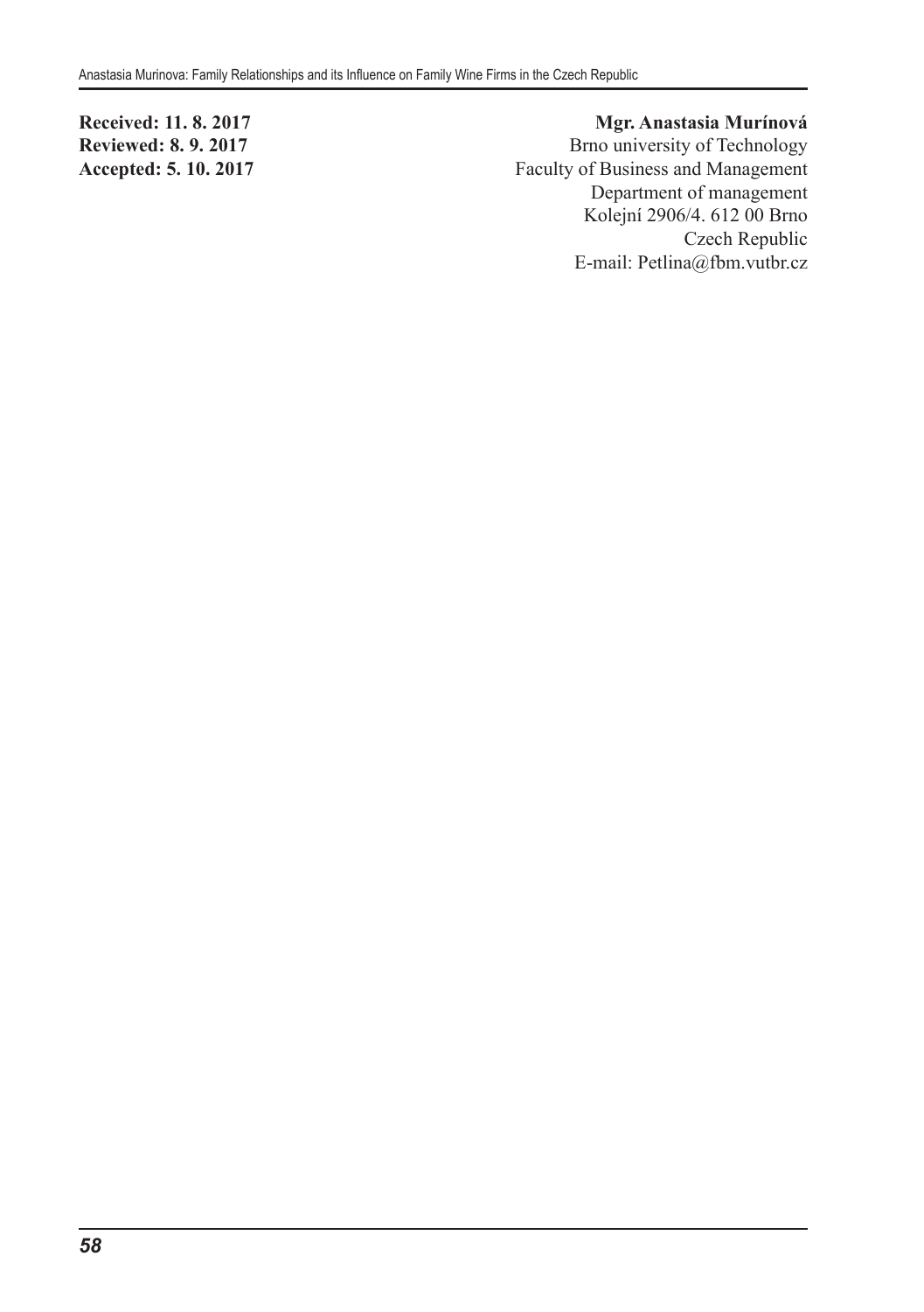**Received: 11. 8. 2017**
**Reviewed: 8. 9. 2017**
**Accepted: 5. 10. 2017**

**Mgr. Anastasia Murínová**
Brno university of Technology
Faculty of Business and Management
Department of management
Kolejní 2906/4. 612 00 Brno
Czech Republic
E-mail: Petlina@fbm.vutbr.cz